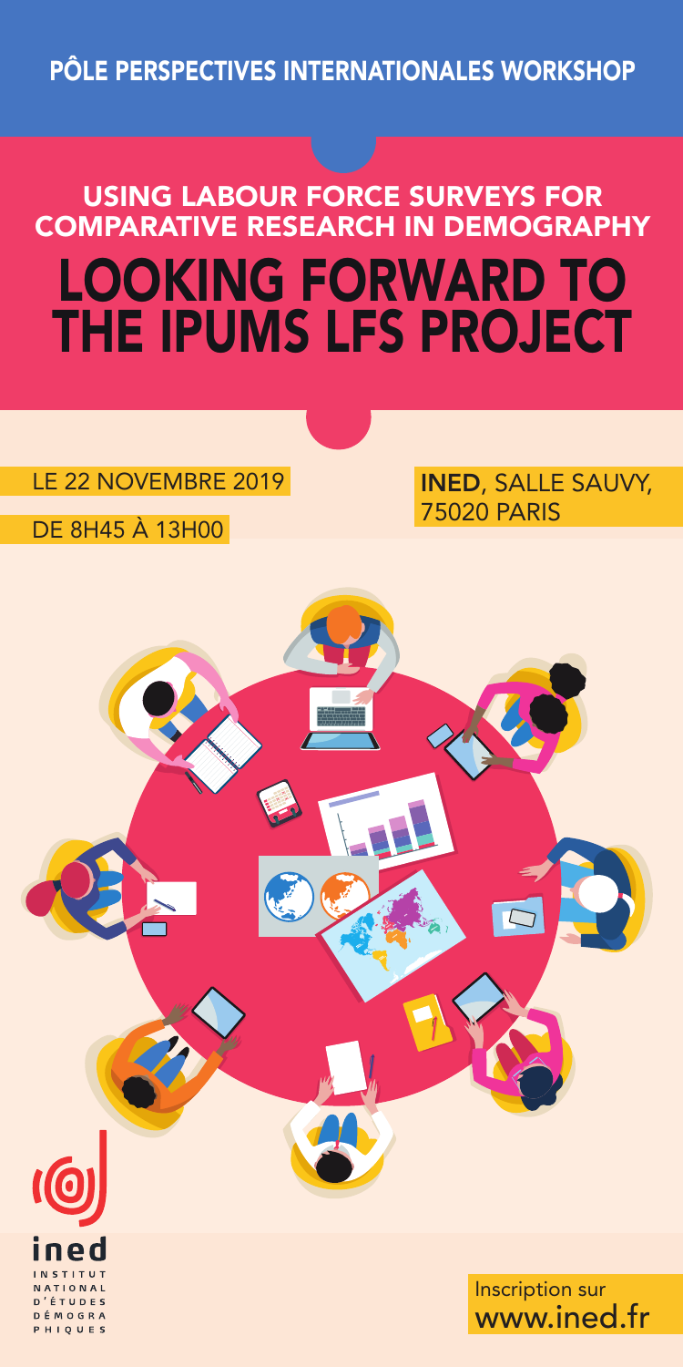PÔLE PERSPECTIVES INTERNATIONALES WORKSHOP

## USING LABOUR FORCE SURVEYS FOR COMPARATIVE RESEARCH IN DEMOGRAPHY

# LOOKING FORWARD TO THE IPUMS LFS PROJECT

LE 22 NOVEMBRE 2019

DE 8H45 À 13H00

**INED**, SALLE SAUVY, 75020 PARIS

ined
INSTITUT NATIONAL D'ÉTUDES DÉMOGRAPHIQUES

Inscription sur
www.ined.fr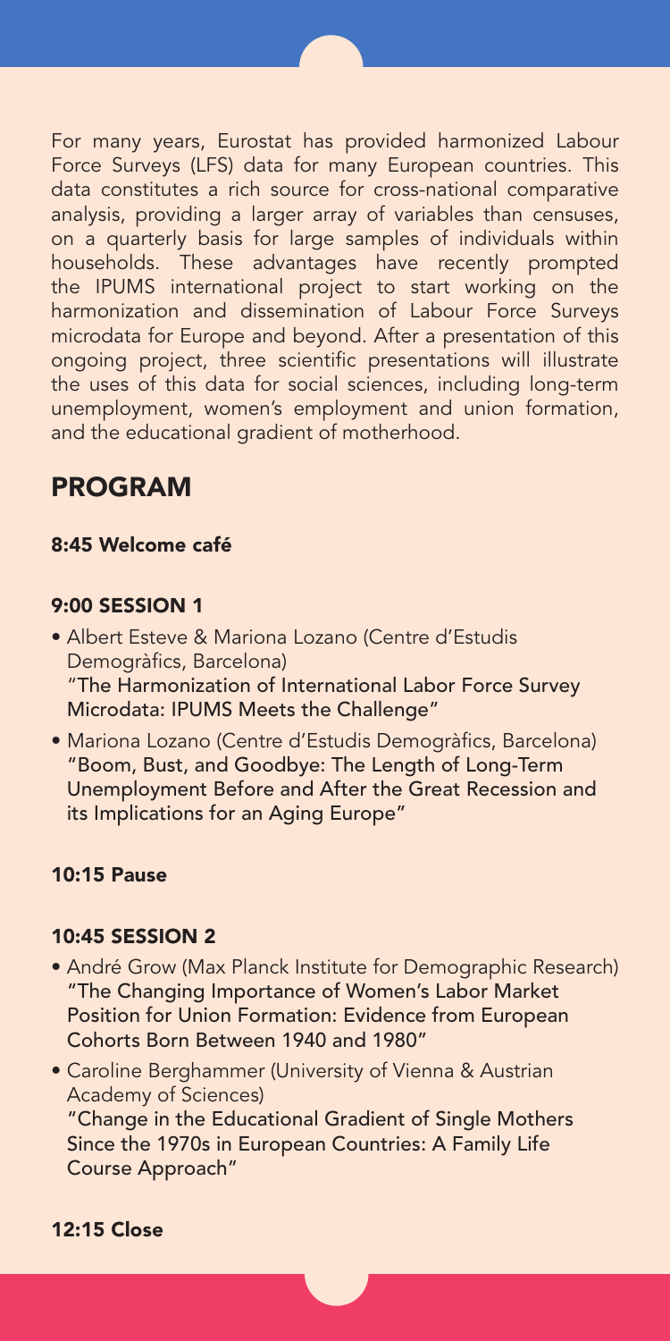For many years, Eurostat has provided harmonized Labour Force Surveys (LFS) data for many European countries. This data constitutes a rich source for cross-national comparative analysis, providing a larger array of variables than censuses, on a quarterly basis for large samples of individuals within households. These advantages have recently prompted the IPUMS international project to start working on the harmonization and dissemination of Labour Force Surveys microdata for Europe and beyond. After a presentation of this ongoing project, three scientific presentations will illustrate the uses of this data for social sciences, including long-term unemployment, women's employment and union formation, and the educational gradient of motherhood.

## PROGRAM

### 8:45 Welcome café

### 9:00 SESSION 1

- Albert Esteve & Mariona Lozano (Centre d'Estudis Demogràfics, Barcelona)
  "The Harmonization of International Labor Force Survey Microdata: IPUMS Meets the Challenge"
- Mariona Lozano (Centre d'Estudis Demogràfics, Barcelona)
  "Boom, Bust, and Goodbye: The Length of Long-Term Unemployment Before and After the Great Recession and its Implications for an Aging Europe"

### 10:15 Pause

### 10:45 SESSION 2

- André Grow (Max Planck Institute for Demographic Research)
  "The Changing Importance of Women's Labor Market Position for Union Formation: Evidence from European Cohorts Born Between 1940 and 1980"
- Caroline Berghammer (University of Vienna & Austrian Academy of Sciences)
  "Change in the Educational Gradient of Single Mothers Since the 1970s in European Countries: A Family Life Course Approach"

### 12:15 Close